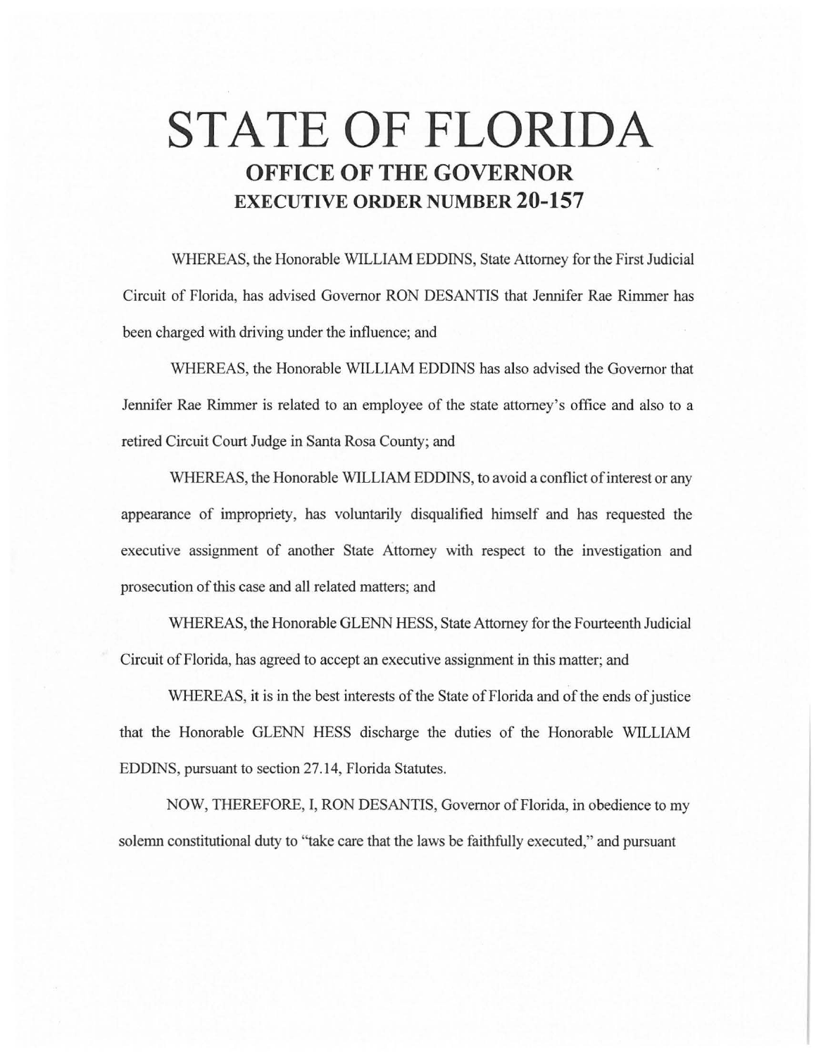# STATE OF FLORIDA

## OFFICE OF THE GOVERNOR

## EXECUTIVE ORDER NUMBER 20-157

WHEREAS, the Honorable WILLIAM EDDINS, State Attorney for the First Judicial Circuit of Florida, has advised Governor RON DESANTIS that Jennifer Rae Rimmer has been charged with driving under the influence; and

WHEREAS, the Honorable WILLIAM EDDINS has also advised the Governor that Jennifer Rae Rimmer is related to an employee of the state attorney's office and also to a retired Circuit Court Judge in Santa Rosa County; and

WHEREAS, the Honorable WILLIAM EDDINS, to avoid a conflict of interest or any appearance of impropriety, has voluntarily disqualified himself and has requested the executive assignment of another State Attorney with respect to the investigation and prosecution of this case and all related matters; and

WHEREAS, the Honorable GLENN HESS, State Attorney for the Fourteenth Judicial Circuit of Florida, has agreed to accept an executive assignment in this matter; and

WHEREAS, it is in the best interests of the State of Florida and of the ends of justice that the Honorable GLENN HESS discharge the duties of the Honorable WILLIAM EDDINS, pursuant to section 27.14, Florida Statutes.

NOW, THEREFORE, I, RON DESANTIS, Governor of Florida, in obedience to my solemn constitutional duty to "take care that the laws be faithfully executed," and pursuant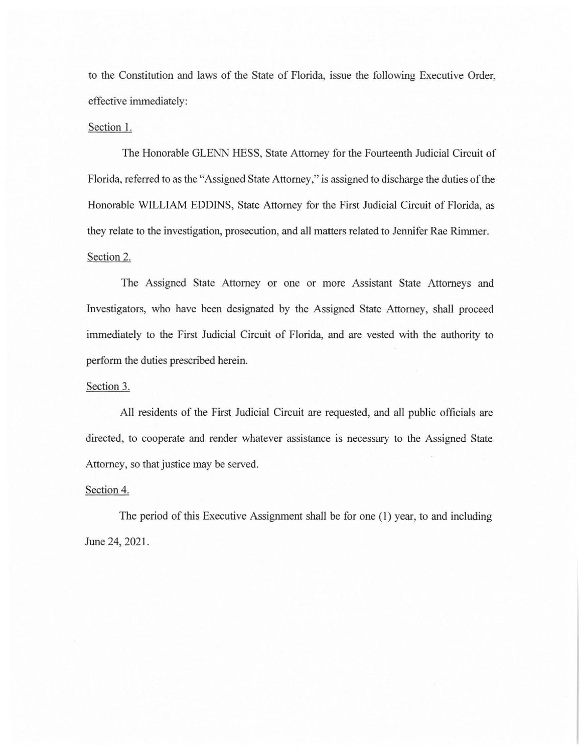to the Constitution and laws of the State of Florida, issue the following Executive Order, effective immediately:

Section 1.

The Honorable GLENN HESS, State Attorney for the Fourteenth Judicial Circuit of Florida, referred to as the "Assigned State Attorney," is assigned to discharge the duties of the Honorable WILLIAM EDDINS, State Attorney for the First Judicial Circuit of Florida, as they relate to the investigation, prosecution, and all matters related to Jennifer Rae Rimmer.

Section 2.

The Assigned State Attorney or one or more Assistant State Attorneys and Investigators, who have been designated by the Assigned State Attorney, shall proceed immediately to the First Judicial Circuit of Florida, and are vested with the authority to perform the duties prescribed herein.

Section 3.

All residents of the First Judicial Circuit are requested, and all public officials are directed, to cooperate and render whatever assistance is necessary to the Assigned State Attorney, so that justice may be served.

Section 4.

The period of this Executive Assignment shall be for one (1) year, to and including June 24, 2021.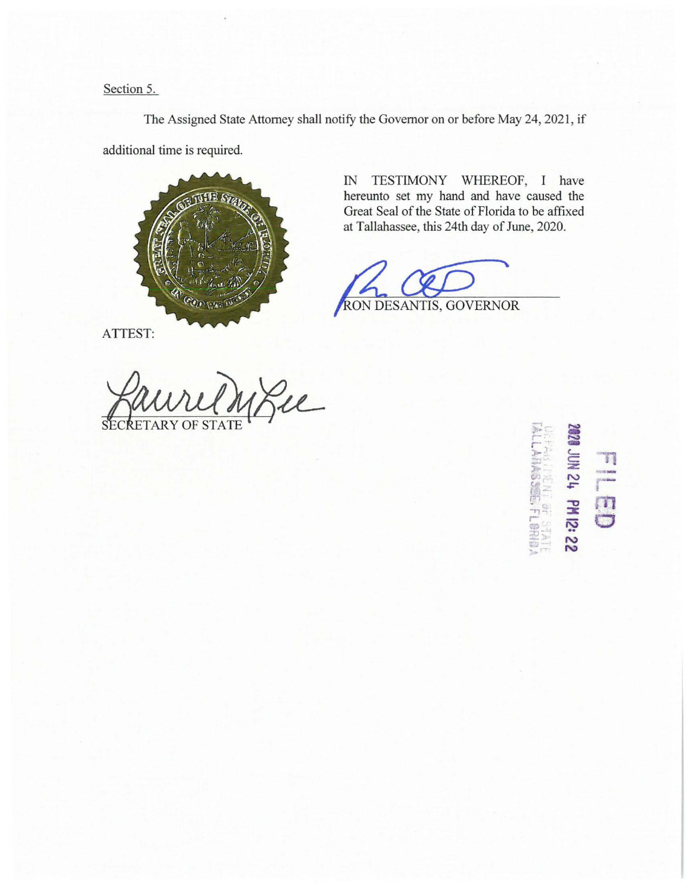Section 5.

The Assigned State Attorney shall notify the Governor on or before May 24, 2021, if additional time is required.

IN TESTIMONY WHEREOF, I have hereunto set my hand and have caused the Great Seal of the State of Florida to be affixed at Tallahassee, this 24th day of June, 2020.

RON DESANTIS, GOVERNOR

ATTEST:

SECRETARY OF STATE

FILED

2020 JUN 24 PM 12:22

DEPARTMENT OF STATE
TALLAHASSEE, FLORIDA